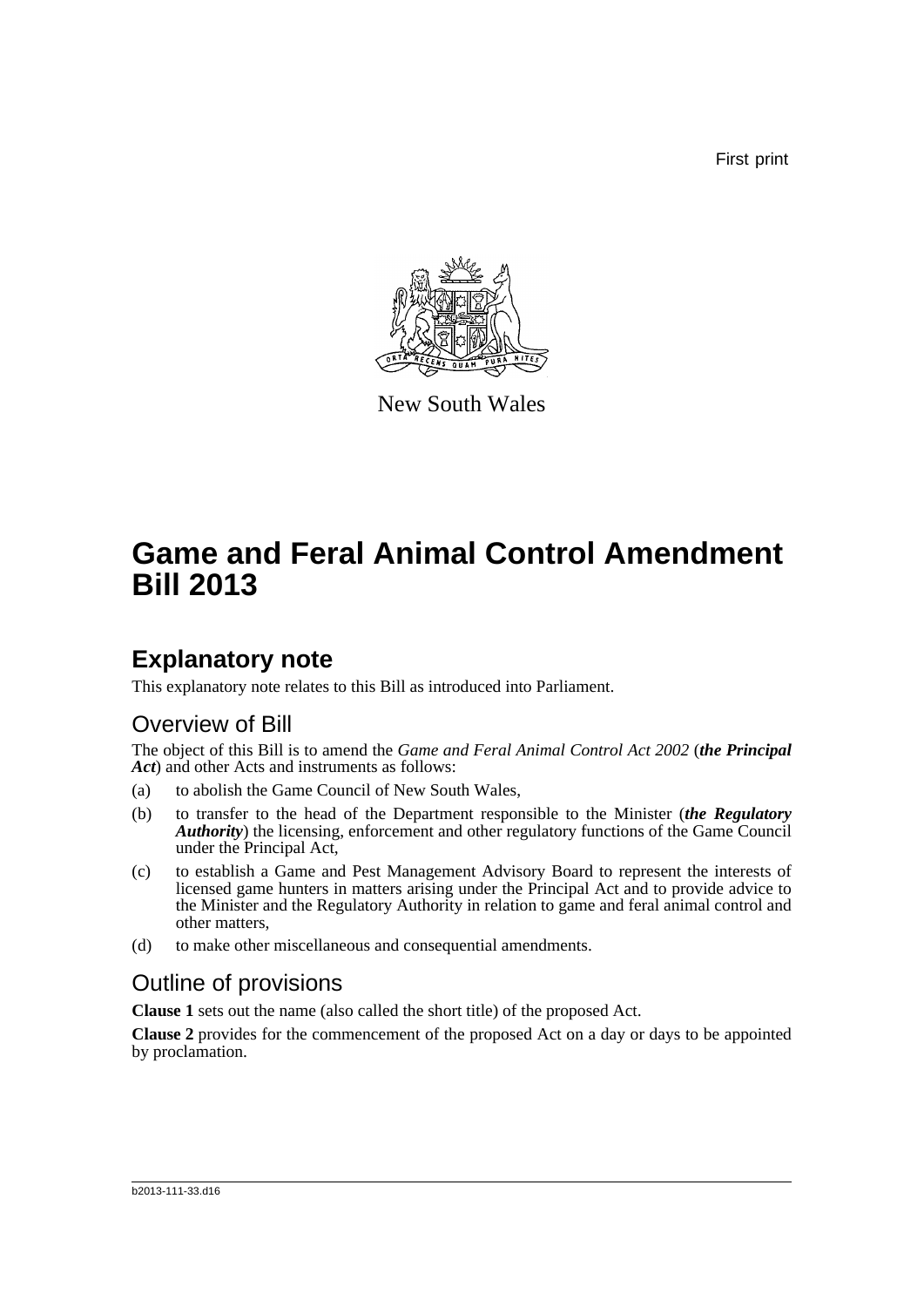First print

New South Wales

# Game and Feral Animal Control Amendment Bill 2013

## Explanatory note

This explanatory note relates to this Bill as introduced into Parliament.

### Overview of Bill

The object of this Bill is to amend the *Game and Feral Animal Control Act 2002* (***the Principal Act***) and other Acts and instruments as follows:

(a) to abolish the Game Council of New South Wales,

(b) to transfer to the head of the Department responsible to the Minister (***the Regulatory Authority***) the licensing, enforcement and other regulatory functions of the Game Council under the Principal Act,

(c) to establish a Game and Pest Management Advisory Board to represent the interests of licensed game hunters in matters arising under the Principal Act and to provide advice to the Minister and the Regulatory Authority in relation to game and feral animal control and other matters,

(d) to make other miscellaneous and consequential amendments.

### Outline of provisions

**Clause 1** sets out the name (also called the short title) of the proposed Act.

**Clause 2** provides for the commencement of the proposed Act on a day or days to be appointed by proclamation.

b2013-111-33.d16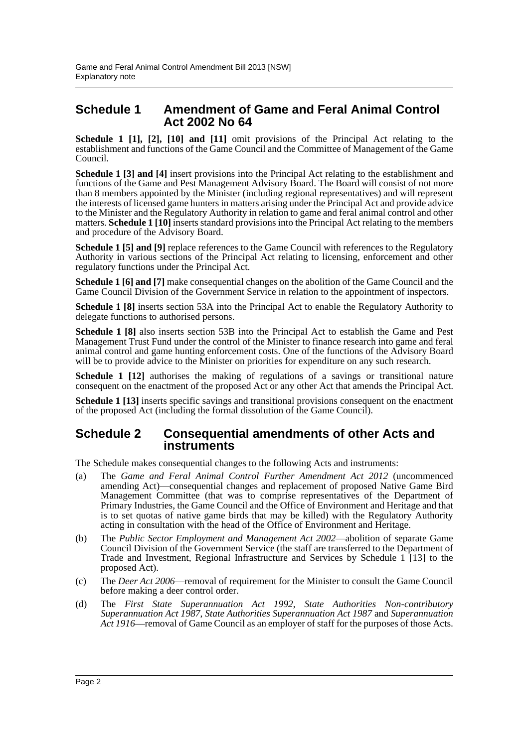## Schedule 1 Amendment of Game and Feral Animal Control Act 2002 No 64

**Schedule 1 [1], [2], [10] and [11]** omit provisions of the Principal Act relating to the establishment and functions of the Game Council and the Committee of Management of the Game Council.

**Schedule 1 [3] and [4]** insert provisions into the Principal Act relating to the establishment and functions of the Game and Pest Management Advisory Board. The Board will consist of not more than 8 members appointed by the Minister (including regional representatives) and will represent the interests of licensed game hunters in matters arising under the Principal Act and provide advice to the Minister and the Regulatory Authority in relation to game and feral animal control and other matters. **Schedule 1 [10]** inserts standard provisions into the Principal Act relating to the members and procedure of the Advisory Board.

**Schedule 1 [5] and [9]** replace references to the Game Council with references to the Regulatory Authority in various sections of the Principal Act relating to licensing, enforcement and other regulatory functions under the Principal Act.

**Schedule 1 [6] and [7]** make consequential changes on the abolition of the Game Council and the Game Council Division of the Government Service in relation to the appointment of inspectors.

**Schedule 1 [8]** inserts section 53A into the Principal Act to enable the Regulatory Authority to delegate functions to authorised persons.

**Schedule 1 [8]** also inserts section 53B into the Principal Act to establish the Game and Pest Management Trust Fund under the control of the Minister to finance research into game and feral animal control and game hunting enforcement costs. One of the functions of the Advisory Board will be to provide advice to the Minister on priorities for expenditure on any such research.

**Schedule 1 [12]** authorises the making of regulations of a savings or transitional nature consequent on the enactment of the proposed Act or any other Act that amends the Principal Act.

**Schedule 1 [13]** inserts specific savings and transitional provisions consequent on the enactment of the proposed Act (including the formal dissolution of the Game Council).

## Schedule 2 Consequential amendments of other Acts and instruments

The Schedule makes consequential changes to the following Acts and instruments:

(a) The *Game and Feral Animal Control Further Amendment Act 2012* (uncommenced amending Act)—consequential changes and replacement of proposed Native Game Bird Management Committee (that was to comprise representatives of the Department of Primary Industries, the Game Council and the Office of Environment and Heritage and that is to set quotas of native game birds that may be killed) with the Regulatory Authority acting in consultation with the head of the Office of Environment and Heritage.

(b) The *Public Sector Employment and Management Act 2002*—abolition of separate Game Council Division of the Government Service (the staff are transferred to the Department of Trade and Investment, Regional Infrastructure and Services by Schedule 1 [13] to the proposed Act).

(c) The *Deer Act 2006*—removal of requirement for the Minister to consult the Game Council before making a deer control order.

(d) The *First State Superannuation Act 1992*, *State Authorities Non-contributory Superannuation Act 1987*, *State Authorities Superannuation Act 1987* and *Superannuation Act 1916*—removal of Game Council as an employer of staff for the purposes of those Acts.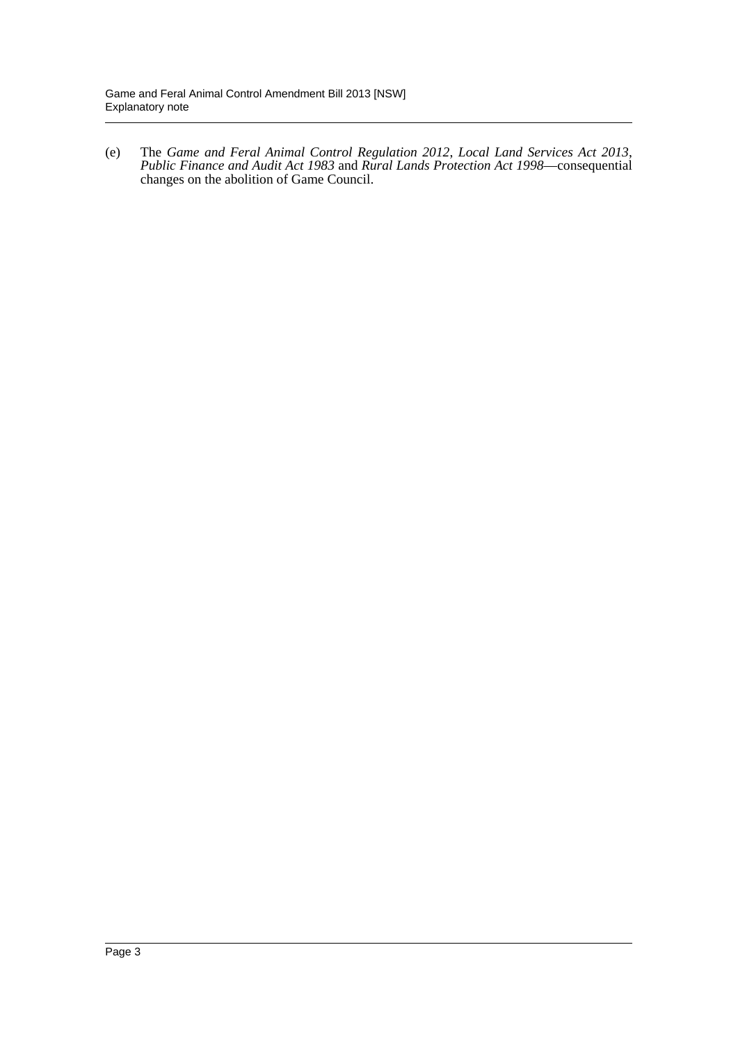(e) The *Game and Feral Animal Control Regulation 2012*, *Local Land Services Act 2013*, *Public Finance and Audit Act 1983* and *Rural Lands Protection Act 1998*—consequential changes on the abolition of Game Council.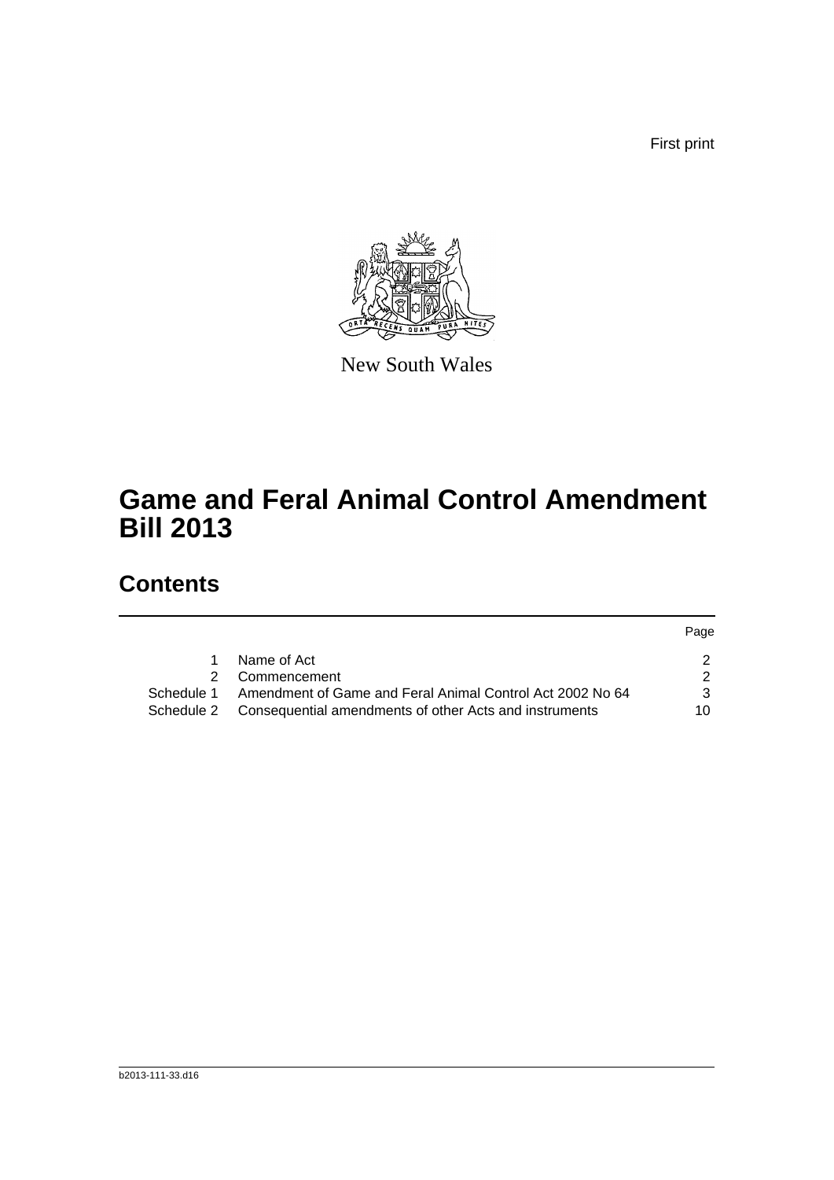First print

New South Wales

# Game and Feral Animal Control Amendment Bill 2013

## Contents

| | | Page |
|---|---|---|
| 1 | Name of Act | 2 |
| 2 | Commencement | 2 |
| Schedule 1 | Amendment of Game and Feral Animal Control Act 2002 No 64 | 3 |
| Schedule 2 | Consequential amendments of other Acts and instruments | 10 |

b2013-111-33.d16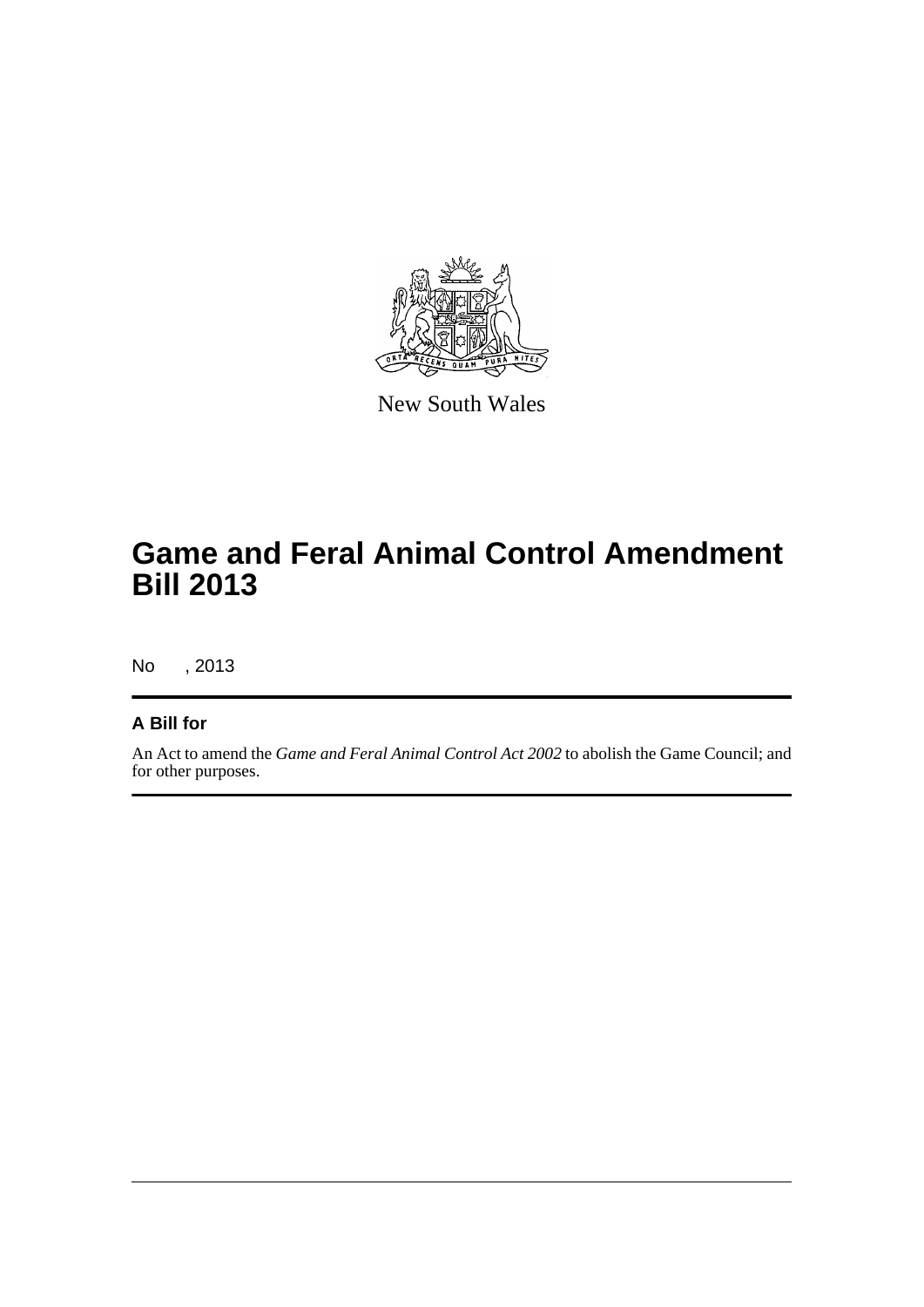New South Wales

# Game and Feral Animal Control Amendment Bill 2013

No , 2013

## A Bill for

An Act to amend the *Game and Feral Animal Control Act 2002* to abolish the Game Council; and for other purposes.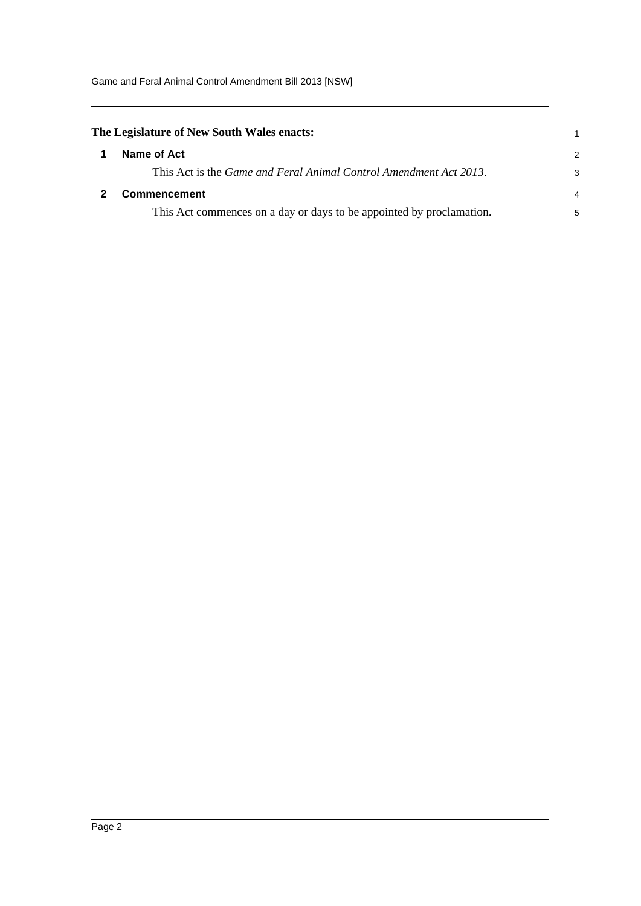**The Legislature of New South Wales enacts:**

## 1 Name of Act

This Act is the *Game and Feral Animal Control Amendment Act 2013*.

## 2 Commencement

This Act commences on a day or days to be appointed by proclamation.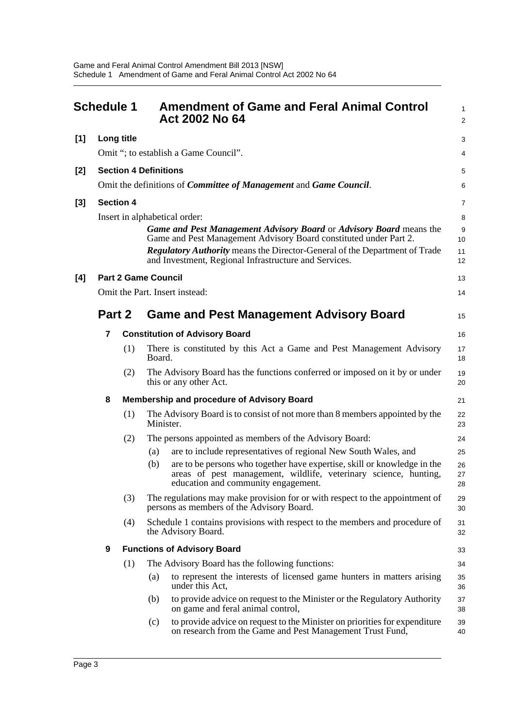# Schedule 1 Amendment of Game and Feral Animal Control Act 2002 No 64

**[1] Long title**

Omit "; to establish a Game Council".

**[2] Section 4 Definitions**

Omit the definitions of ***Committee of Management*** and ***Game Council***.

**[3] Section 4**

Insert in alphabetical order:

> ***Game and Pest Management Advisory Board*** or ***Advisory Board*** means the Game and Pest Management Advisory Board constituted under Part 2.
>
> ***Regulatory Authority*** means the Director-General of the Department of Trade and Investment, Regional Infrastructure and Services.

**[4] Part 2 Game Council**

Omit the Part. Insert instead:

## Part 2 Game and Pest Management Advisory Board

### 7 Constitution of Advisory Board

(1) There is constituted by this Act a Game and Pest Management Advisory Board.

(2) The Advisory Board has the functions conferred or imposed on it by or under this or any other Act.

### 8 Membership and procedure of Advisory Board

(1) The Advisory Board is to consist of not more than 8 members appointed by the Minister.

(2) The persons appointed as members of the Advisory Board:

- (a) are to include representatives of regional New South Wales, and
- (b) are to be persons who together have expertise, skill or knowledge in the areas of pest management, wildlife, veterinary science, hunting, education and community engagement.

(3) The regulations may make provision for or with respect to the appointment of persons as members of the Advisory Board.

(4) Schedule 1 contains provisions with respect to the members and procedure of the Advisory Board.

### 9 Functions of Advisory Board

(1) The Advisory Board has the following functions:

- (a) to represent the interests of licensed game hunters in matters arising under this Act,
- (b) to provide advice on request to the Minister or the Regulatory Authority on game and feral animal control,
- (c) to provide advice on request to the Minister on priorities for expenditure on research from the Game and Pest Management Trust Fund,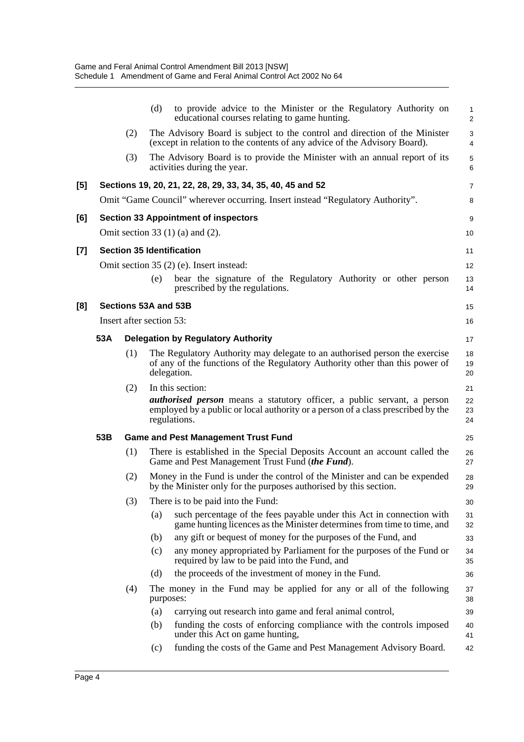(d) to provide advice to the Minister or the Regulatory Authority on educational courses relating to game hunting.

(2) The Advisory Board is subject to the control and direction of the Minister (except in relation to the contents of any advice of the Advisory Board).

(3) The Advisory Board is to provide the Minister with an annual report of its activities during the year.

**[5] Sections 19, 20, 21, 22, 28, 29, 33, 34, 35, 40, 45 and 52**

Omit "Game Council" wherever occurring. Insert instead "Regulatory Authority".

**[6] Section 33 Appointment of inspectors**

Omit section 33 (1) (a) and (2).

**[7] Section 35 Identification**

Omit section 35 (2) (e). Insert instead:

(e) bear the signature of the Regulatory Authority or other person prescribed by the regulations.

**[8] Sections 53A and 53B**

Insert after section 53:

**53A Delegation by Regulatory Authority**

(1) The Regulatory Authority may delegate to an authorised person the exercise of any of the functions of the Regulatory Authority other than this power of delegation.

(2) In this section:

***authorised person*** means a statutory officer, a public servant, a person employed by a public or local authority or a person of a class prescribed by the regulations.

**53B Game and Pest Management Trust Fund**

(1) There is established in the Special Deposits Account an account called the Game and Pest Management Trust Fund (***the Fund***).

(2) Money in the Fund is under the control of the Minister and can be expended by the Minister only for the purposes authorised by this section.

(3) There is to be paid into the Fund:

(a) such percentage of the fees payable under this Act in connection with game hunting licences as the Minister determines from time to time, and

(b) any gift or bequest of money for the purposes of the Fund, and

(c) any money appropriated by Parliament for the purposes of the Fund or required by law to be paid into the Fund, and

(d) the proceeds of the investment of money in the Fund.

(4) The money in the Fund may be applied for any or all of the following purposes:

(a) carrying out research into game and feral animal control,

(b) funding the costs of enforcing compliance with the controls imposed under this Act on game hunting,

(c) funding the costs of the Game and Pest Management Advisory Board.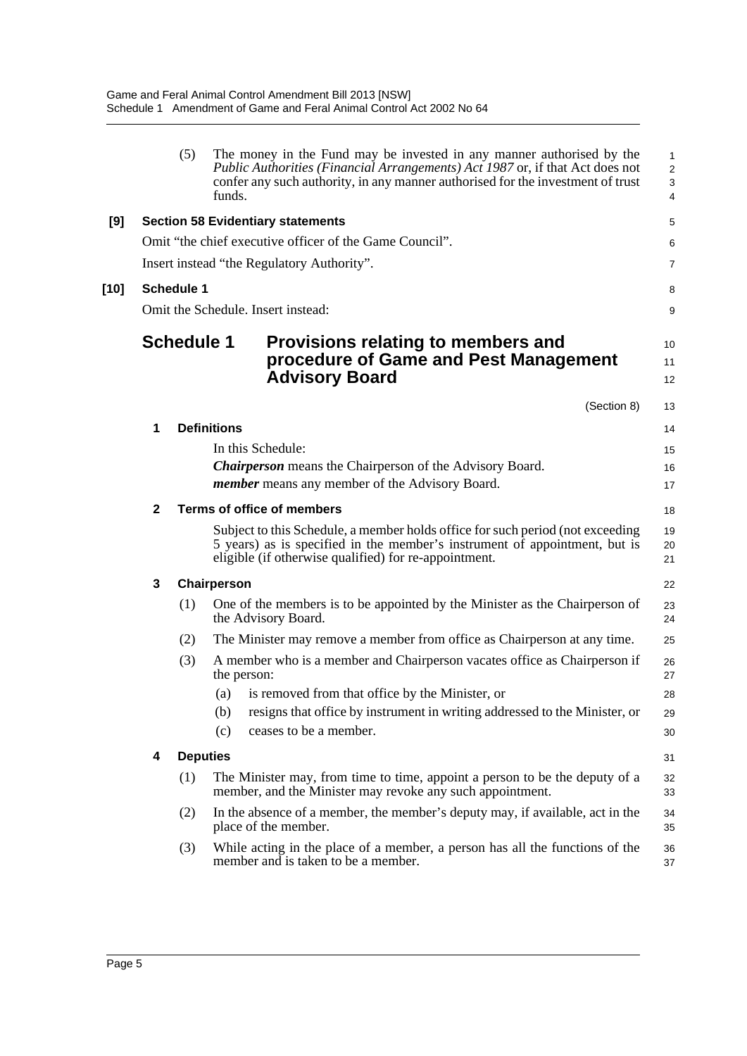(5) The money in the Fund may be invested in any manner authorised by the *Public Authorities (Financial Arrangements) Act 1987* or, if that Act does not confer any such authority, in any manner authorised for the investment of trust funds.

**[9] Section 58 Evidentiary statements**

Omit "the chief executive officer of the Game Council".

Insert instead "the Regulatory Authority".

**[10] Schedule 1**

Omit the Schedule. Insert instead:

## Schedule 1 Provisions relating to members and procedure of Game and Pest Management Advisory Board

(Section 8)

### 1 Definitions

In this Schedule:

***Chairperson*** means the Chairperson of the Advisory Board.

***member*** means any member of the Advisory Board.

### 2 Terms of office of members

Subject to this Schedule, a member holds office for such period (not exceeding 5 years) as is specified in the member's instrument of appointment, but is eligible (if otherwise qualified) for re-appointment.

### 3 Chairperson

(1) One of the members is to be appointed by the Minister as the Chairperson of the Advisory Board.

(2) The Minister may remove a member from office as Chairperson at any time.

(3) A member who is a member and Chairperson vacates office as Chairperson if the person:

(a) is removed from that office by the Minister, or

(b) resigns that office by instrument in writing addressed to the Minister, or

(c) ceases to be a member.

### 4 Deputies

(1) The Minister may, from time to time, appoint a person to be the deputy of a member, and the Minister may revoke any such appointment.

(2) In the absence of a member, the member's deputy may, if available, act in the place of the member.

(3) While acting in the place of a member, a person has all the functions of the member and is taken to be a member.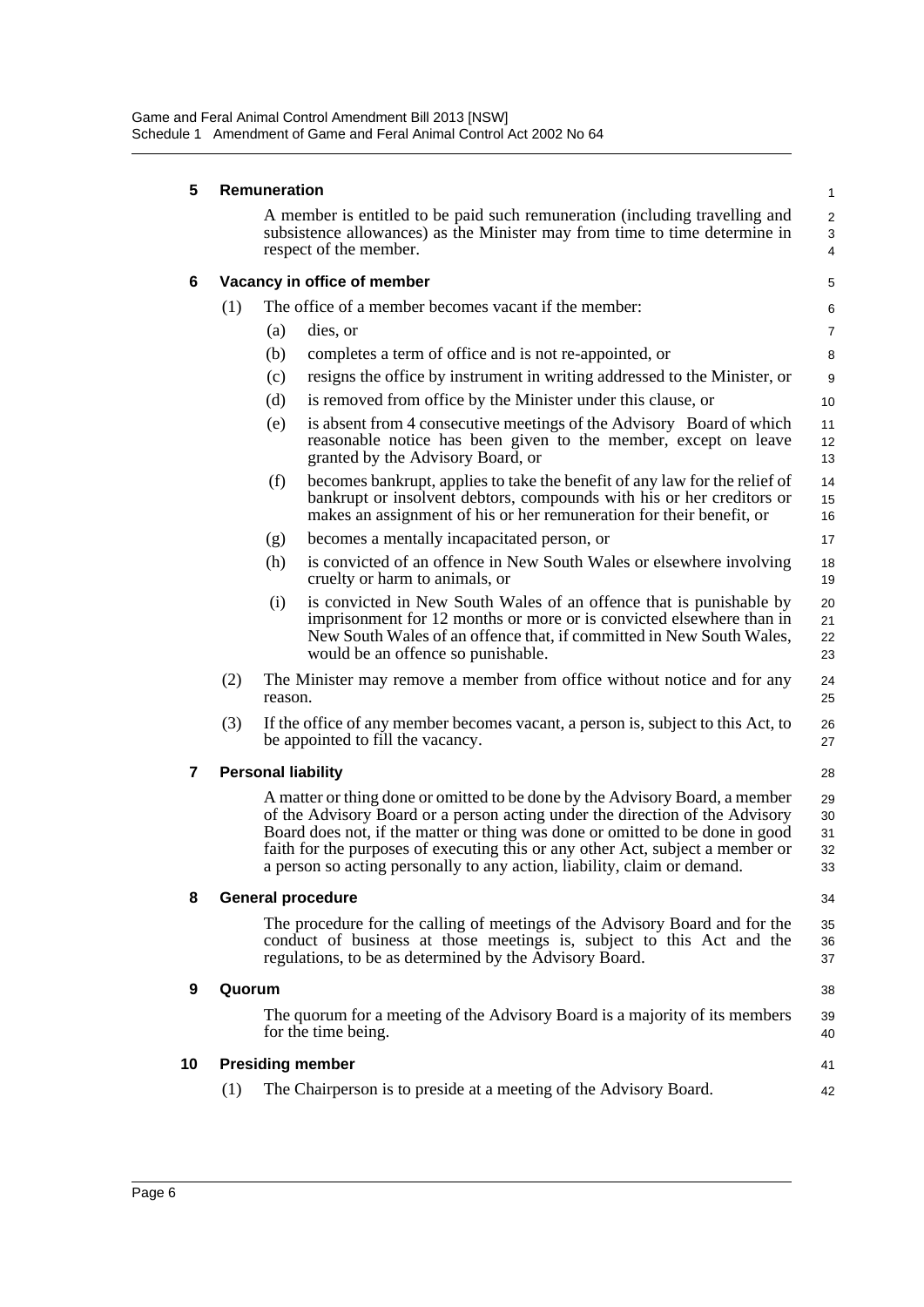#### 5 Remuneration

A member is entitled to be paid such remuneration (including travelling and subsistence allowances) as the Minister may from time to time determine in respect of the member.

#### 6 Vacancy in office of member

(1) The office of a member becomes vacant if the member:

(a) dies, or

(b) completes a term of office and is not re-appointed, or

(c) resigns the office by instrument in writing addressed to the Minister, or

(d) is removed from office by the Minister under this clause, or

(e) is absent from 4 consecutive meetings of the Advisory Board of which reasonable notice has been given to the member, except on leave granted by the Advisory Board, or

(f) becomes bankrupt, applies to take the benefit of any law for the relief of bankrupt or insolvent debtors, compounds with his or her creditors or makes an assignment of his or her remuneration for their benefit, or

(g) becomes a mentally incapacitated person, or

(h) is convicted of an offence in New South Wales or elsewhere involving cruelty or harm to animals, or

(i) is convicted in New South Wales of an offence that is punishable by imprisonment for 12 months or more or is convicted elsewhere than in New South Wales of an offence that, if committed in New South Wales, would be an offence so punishable.

(2) The Minister may remove a member from office without notice and for any reason.

(3) If the office of any member becomes vacant, a person is, subject to this Act, to be appointed to fill the vacancy.

#### 7 Personal liability

A matter or thing done or omitted to be done by the Advisory Board, a member of the Advisory Board or a person acting under the direction of the Advisory Board does not, if the matter or thing was done or omitted to be done in good faith for the purposes of executing this or any other Act, subject a member or a person so acting personally to any action, liability, claim or demand.

#### 8 General procedure

The procedure for the calling of meetings of the Advisory Board and for the conduct of business at those meetings is, subject to this Act and the regulations, to be as determined by the Advisory Board.

#### 9 Quorum

The quorum for a meeting of the Advisory Board is a majority of its members for the time being.

#### 10 Presiding member

(1) The Chairperson is to preside at a meeting of the Advisory Board.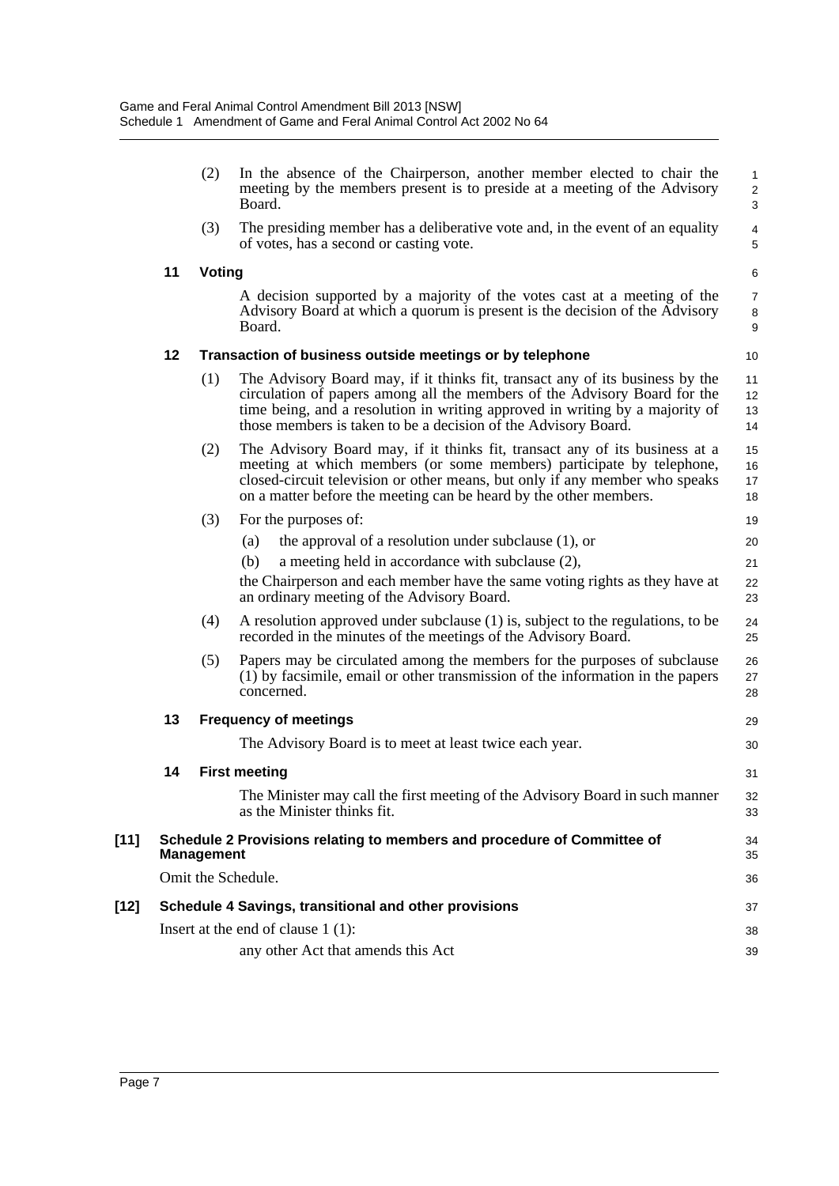(2) In the absence of the Chairperson, another member elected to chair the meeting by the members present is to preside at a meeting of the Advisory Board.

(3) The presiding member has a deliberative vote and, in the event of an equality of votes, has a second or casting vote.

**11 Voting**

A decision supported by a majority of the votes cast at a meeting of the Advisory Board at which a quorum is present is the decision of the Advisory Board.

**12 Transaction of business outside meetings or by telephone**

(1) The Advisory Board may, if it thinks fit, transact any of its business by the circulation of papers among all the members of the Advisory Board for the time being, and a resolution in writing approved in writing by a majority of those members is taken to be a decision of the Advisory Board.

(2) The Advisory Board may, if it thinks fit, transact any of its business at a meeting at which members (or some members) participate by telephone, closed-circuit television or other means, but only if any member who speaks on a matter before the meeting can be heard by the other members.

(3) For the purposes of:

(a) the approval of a resolution under subclause (1), or

(b) a meeting held in accordance with subclause (2),

the Chairperson and each member have the same voting rights as they have at an ordinary meeting of the Advisory Board.

(4) A resolution approved under subclause (1) is, subject to the regulations, to be recorded in the minutes of the meetings of the Advisory Board.

(5) Papers may be circulated among the members for the purposes of subclause (1) by facsimile, email or other transmission of the information in the papers concerned.

**13 Frequency of meetings**

The Advisory Board is to meet at least twice each year.

**14 First meeting**

The Minister may call the first meeting of the Advisory Board in such manner as the Minister thinks fit.

**[11] Schedule 2 Provisions relating to members and procedure of Committee of Management**

Omit the Schedule.

**[12] Schedule 4 Savings, transitional and other provisions**

Insert at the end of clause 1 (1):

any other Act that amends this Act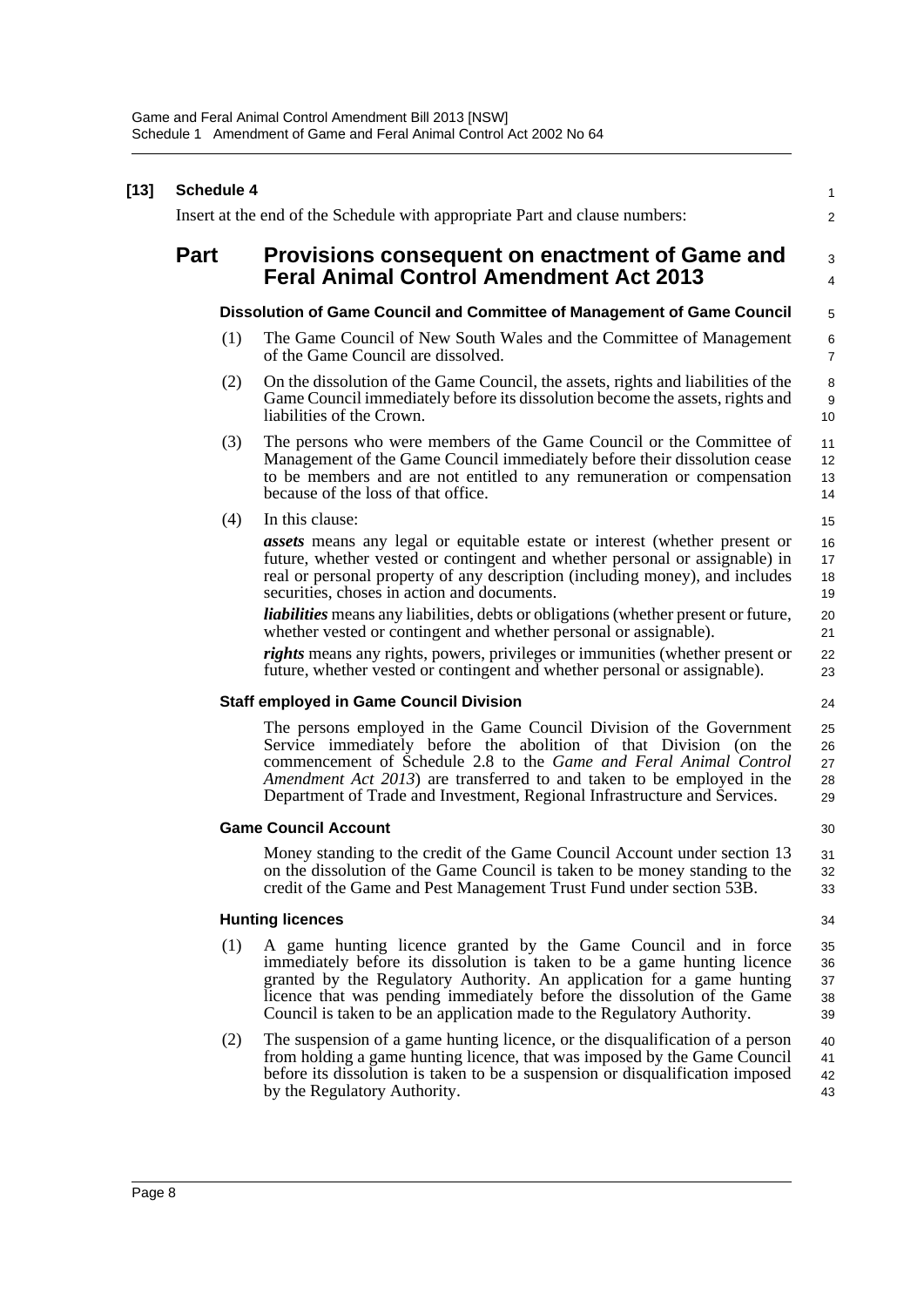**[13] Schedule 4**

Insert at the end of the Schedule with appropriate Part and clause numbers:

## Part Provisions consequent on enactment of Game and Feral Animal Control Amendment Act 2013

#### Dissolution of Game Council and Committee of Management of Game Council

(1) The Game Council of New South Wales and the Committee of Management of the Game Council are dissolved.

(2) On the dissolution of the Game Council, the assets, rights and liabilities of the Game Council immediately before its dissolution become the assets, rights and liabilities of the Crown.

(3) The persons who were members of the Game Council or the Committee of Management of the Game Council immediately before their dissolution cease to be members and are not entitled to any remuneration or compensation because of the loss of that office.

(4) In this clause:

***assets*** means any legal or equitable estate or interest (whether present or future, whether vested or contingent and whether personal or assignable) in real or personal property of any description (including money), and includes securities, choses in action and documents.

***liabilities*** means any liabilities, debts or obligations (whether present or future, whether vested or contingent and whether personal or assignable).

***rights*** means any rights, powers, privileges or immunities (whether present or future, whether vested or contingent and whether personal or assignable).

#### Staff employed in Game Council Division

The persons employed in the Game Council Division of the Government Service immediately before the abolition of that Division (on the commencement of Schedule 2.8 to the *Game and Feral Animal Control Amendment Act 2013*) are transferred to and taken to be employed in the Department of Trade and Investment, Regional Infrastructure and Services.

#### Game Council Account

Money standing to the credit of the Game Council Account under section 13 on the dissolution of the Game Council is taken to be money standing to the credit of the Game and Pest Management Trust Fund under section 53B.

#### Hunting licences

(1) A game hunting licence granted by the Game Council and in force immediately before its dissolution is taken to be a game hunting licence granted by the Regulatory Authority. An application for a game hunting licence that was pending immediately before the dissolution of the Game Council is taken to be an application made to the Regulatory Authority.

(2) The suspension of a game hunting licence, or the disqualification of a person from holding a game hunting licence, that was imposed by the Game Council before its dissolution is taken to be a suspension or disqualification imposed by the Regulatory Authority.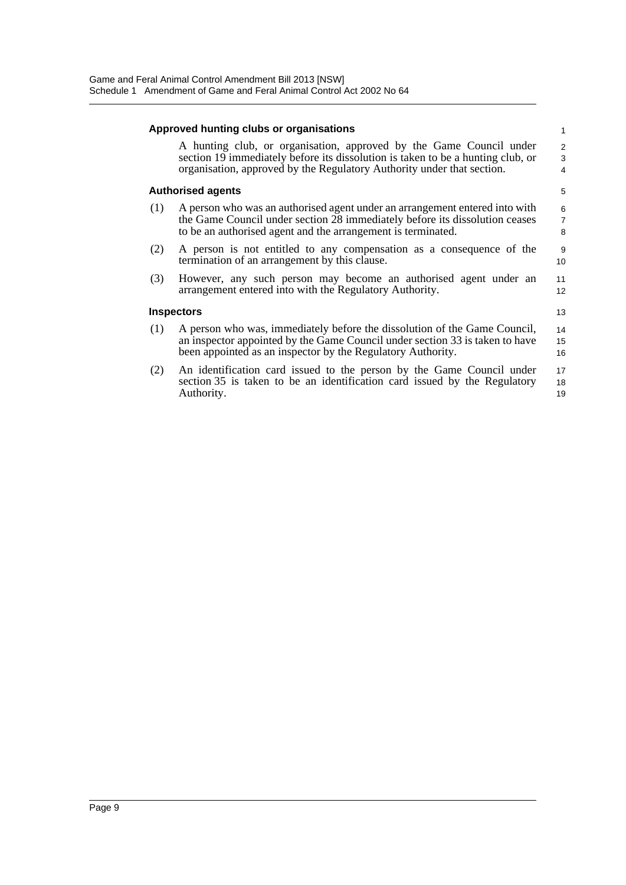### Approved hunting clubs or organisations

A hunting club, or organisation, approved by the Game Council under section 19 immediately before its dissolution is taken to be a hunting club, or organisation, approved by the Regulatory Authority under that section.

### Authorised agents

(1) A person who was an authorised agent under an arrangement entered into with the Game Council under section 28 immediately before its dissolution ceases to be an authorised agent and the arrangement is terminated.

(2) A person is not entitled to any compensation as a consequence of the termination of an arrangement by this clause.

(3) However, any such person may become an authorised agent under an arrangement entered into with the Regulatory Authority.

### Inspectors

(1) A person who was, immediately before the dissolution of the Game Council, an inspector appointed by the Game Council under section 33 is taken to have been appointed as an inspector by the Regulatory Authority.

(2) An identification card issued to the person by the Game Council under section 35 is taken to be an identification card issued by the Regulatory Authority.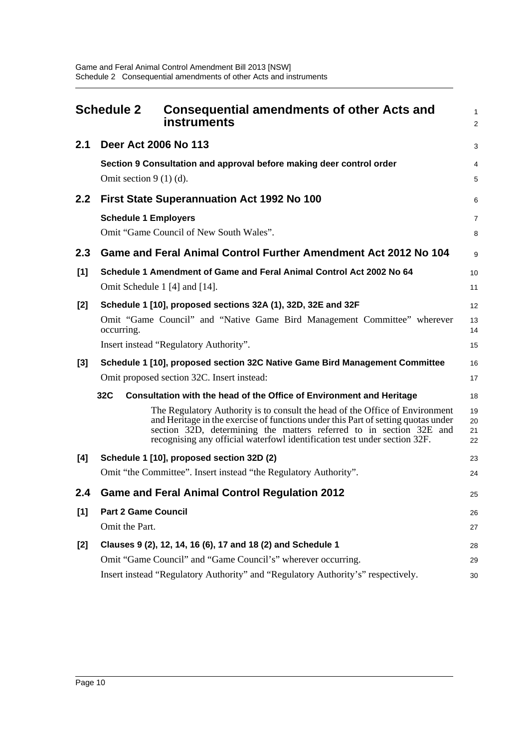# Schedule 2 Consequential amendments of other Acts and instruments

## 2.1 Deer Act 2006 No 113

**Section 9 Consultation and approval before making deer control order**

Omit section 9 (1) (d).

## 2.2 First State Superannuation Act 1992 No 100

**Schedule 1 Employers**

Omit "Game Council of New South Wales".

## 2.3 Game and Feral Animal Control Further Amendment Act 2012 No 104

**[1] Schedule 1 Amendment of Game and Feral Animal Control Act 2002 No 64**

Omit Schedule 1 [4] and [14].

**[2] Schedule 1 [10], proposed sections 32A (1), 32D, 32E and 32F**

Omit "Game Council" and "Native Game Bird Management Committee" wherever occurring.

Insert instead "Regulatory Authority".

**[3] Schedule 1 [10], proposed section 32C Native Game Bird Management Committee**

Omit proposed section 32C. Insert instead:

**32C Consultation with the head of the Office of Environment and Heritage**

The Regulatory Authority is to consult the head of the Office of Environment and Heritage in the exercise of functions under this Part of setting quotas under section 32D, determining the matters referred to in section 32E and recognising any official waterfowl identification test under section 32F.

**[4] Schedule 1 [10], proposed section 32D (2)**

Omit "the Committee". Insert instead "the Regulatory Authority".

## 2.4 Game and Feral Animal Control Regulation 2012

**[1] Part 2 Game Council**

Omit the Part.

**[2] Clauses 9 (2), 12, 14, 16 (6), 17 and 18 (2) and Schedule 1**

Omit "Game Council" and "Game Council's" wherever occurring.

Insert instead "Regulatory Authority" and "Regulatory Authority's" respectively.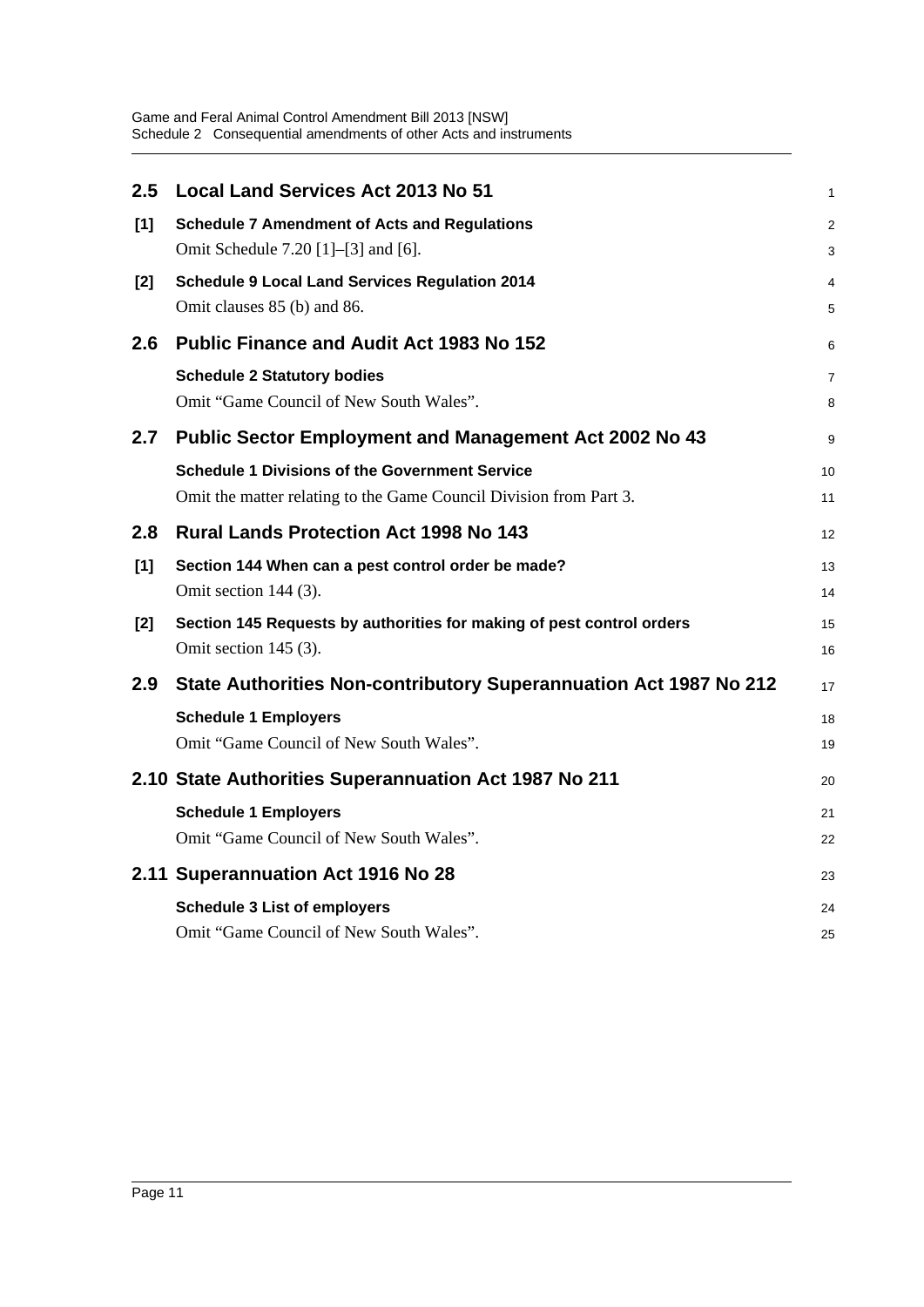## 2.5 Local Land Services Act 2013 No 51

**[1] Schedule 7 Amendment of Acts and Regulations**

Omit Schedule 7.20 [1]–[3] and [6].

**[2] Schedule 9 Local Land Services Regulation 2014**

Omit clauses 85 (b) and 86.

## 2.6 Public Finance and Audit Act 1983 No 152

**Schedule 2 Statutory bodies**

Omit "Game Council of New South Wales".

## 2.7 Public Sector Employment and Management Act 2002 No 43

**Schedule 1 Divisions of the Government Service**

Omit the matter relating to the Game Council Division from Part 3.

## 2.8 Rural Lands Protection Act 1998 No 143

**[1] Section 144 When can a pest control order be made?**

Omit section 144 (3).

**[2] Section 145 Requests by authorities for making of pest control orders**

Omit section 145 (3).

## 2.9 State Authorities Non-contributory Superannuation Act 1987 No 212

**Schedule 1 Employers**

Omit "Game Council of New South Wales".

## 2.10 State Authorities Superannuation Act 1987 No 211

**Schedule 1 Employers**

Omit "Game Council of New South Wales".

## 2.11 Superannuation Act 1916 No 28

**Schedule 3 List of employers**

Omit "Game Council of New South Wales".